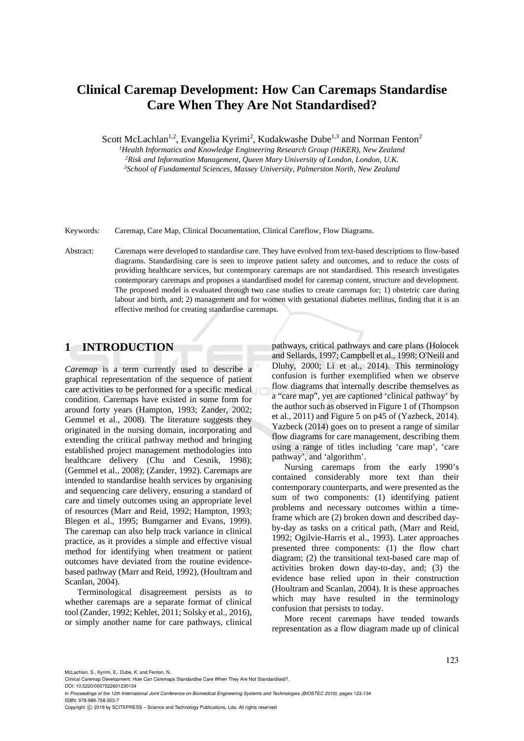# Clinical Caremap Development: How Can Caremaps Standardise Care When They Are Not Standardised?

Scott McLachlan[1,2], Evangelia Kyrimi[2], Kudakwashe Dube[1,3] and Norman Fenton[2]

[1]*Health Informatics and Knowledge Engineering Research Group (HiKER), New Zealand*
[2]*Risk and Information Management, Queen Mary University of London, London, U.K.*
[3]*School of Fundamental Sciences, Massey University, Palmerston North, New Zealand*

Keywords: Caremap, Care Map, Clinical Documentation, Clinical Careflow, Flow Diagrams.

Abstract: Caremaps were developed to standardise care. They have evolved from text-based descriptions to flow-based diagrams. Standardising care is seen to improve patient safety and outcomes, and to reduce the costs of providing healthcare services, but contemporary caremaps are not standardised. This research investigates contemporary caremaps and proposes a standardised model for caremap content, structure and development. The proposed model is evaluated through two case studies to create caremaps for; 1) obstetric care during labour and birth, and; 2) management and for women with gestational diabetes mellitus, finding that it is an effective method for creating standardise caremaps.

## 1 INTRODUCTION

*Caremap* is a term currently used to describe a graphical representation of the sequence of patient care activities to be performed for a specific medical condition. Caremaps have existed in some form for around forty years (Hampton, 1993; Zander, 2002; Gemmel et al., 2008). The literature suggests they originated in the nursing domain, incorporating and extending the critical pathway method and bringing established project management methodologies into healthcare delivery (Chu and Cesnik, 1998); (Gemmel et al., 2008); (Zander, 1992). Caremaps are intended to standardise health services by organising and sequencing care delivery, ensuring a standard of care and timely outcomes using an appropriate level of resources (Marr and Reid, 1992; Hampton, 1993; Blegen et al., 1995; Bumgarner and Evans, 1999). The caremap can also help track variance in clinical practice, as it provides a simple and effective visual method for identifying when treatment or patient outcomes have deviated from the routine evidence-based pathway (Marr and Reid, 1992), (Houltram and Scanlan, 2004).

Terminological disagreement persists as to whether caremaps are a separate format of clinical tool (Zander, 1992; Kehlet, 2011; Solsky et al., 2016), or simply another name for care pathways, clinical pathways, critical pathways and care plans (Holocek and Sellards, 1997; Campbell et al., 1998; O'Neill and Dluhy, 2000; Li et al., 2014). This terminology confusion is further exemplified when we observe flow diagrams that internally describe themselves as a "care map", yet are captioned 'clinical pathway' by the author such as observed in Figure 1 of (Thompson et al., 2011) and Figure 5 on p45 of (Yazbeck, 2014). Yazbeck (2014) goes on to present a range of similar flow diagrams for care management, describing them using a range of titles including 'care map', 'care pathway', and 'algorithm'.

Nursing caremaps from the early 1990's contained considerably more text than their contemporary counterparts, and were presented as the sum of two components: (1) identifying patient problems and necessary outcomes within a time-frame which are (2) broken down and described day-by-day as tasks on a critical path, (Marr and Reid, 1992; Ogilvie-Harris et al., 1993). Later approaches presented three components: (1) the flow chart diagram; (2) the transitional text-based care map of activities broken down day-to-day, and; (3) the evidence base relied upon in their construction (Houltram and Scanlan, 2004). It is these approaches which may have resulted in the terminology confusion that persists to today.

More recent caremaps have tended towards representation as a flow diagram made up of clinical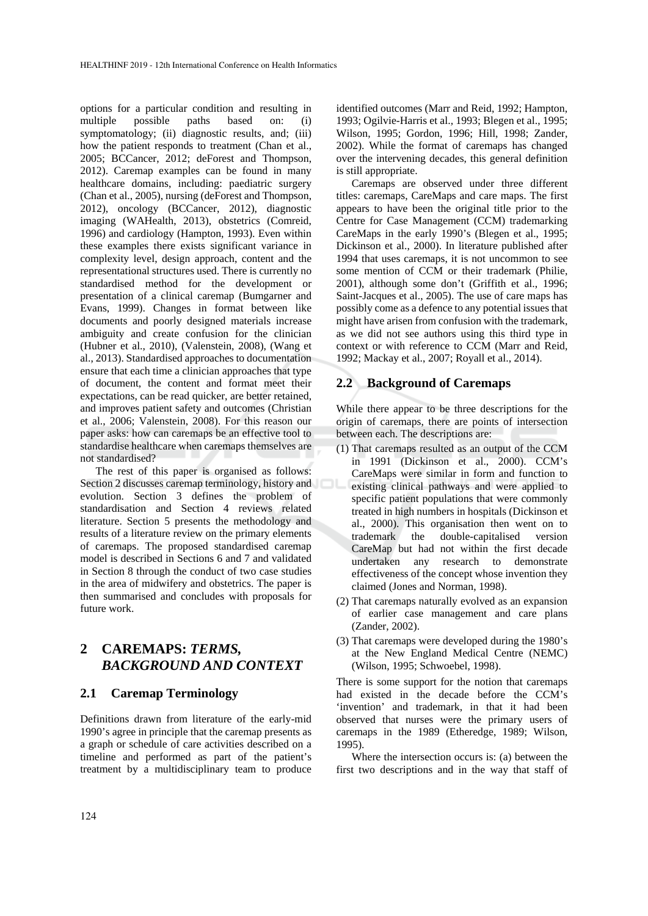options for a particular condition and resulting in multiple possible paths based on: (i) symptomatology; (ii) diagnostic results, and; (iii) how the patient responds to treatment (Chan et al., 2005; BCCancer, 2012; deForest and Thompson, 2012). Caremap examples can be found in many healthcare domains, including: paediatric surgery (Chan et al., 2005), nursing (deForest and Thompson, 2012), oncology (BCCancer, 2012), diagnostic imaging (WAHealth, 2013), obstetrics (Comreid, 1996) and cardiology (Hampton, 1993). Even within these examples there exists significant variance in complexity level, design approach, content and the representational structures used. There is currently no standardised method for the development or presentation of a clinical caremap (Bumgarner and Evans, 1999). Changes in format between like documents and poorly designed materials increase ambiguity and create confusion for the clinician (Hubner et al., 2010), (Valenstein, 2008), (Wang et al., 2013). Standardised approaches to documentation ensure that each time a clinician approaches that type of document, the content and format meet their expectations, can be read quicker, are better retained, and improves patient safety and outcomes (Christian et al., 2006; Valenstein, 2008). For this reason our paper asks: how can caremaps be an effective tool to standardise healthcare when caremaps themselves are not standardised?

The rest of this paper is organised as follows: Section 2 discusses caremap terminology, history and evolution. Section 3 defines the problem of standardisation and Section 4 reviews related literature. Section 5 presents the methodology and results of a literature review on the primary elements of caremaps. The proposed standardised caremap model is described in Sections 6 and 7 and validated in Section 8 through the conduct of two case studies in the area of midwifery and obstetrics. The paper is then summarised and concludes with proposals for future work.

## 2 CAREMAPS: *TERMS, BACKGROUND AND CONTEXT*

### 2.1 Caremap Terminology

Definitions drawn from literature of the early-mid 1990's agree in principle that the caremap presents as a graph or schedule of care activities described on a timeline and performed as part of the patient's treatment by a multidisciplinary team to produce identified outcomes (Marr and Reid, 1992; Hampton, 1993; Ogilvie-Harris et al., 1993; Blegen et al., 1995; Wilson, 1995; Gordon, 1996; Hill, 1998; Zander, 2002). While the format of caremaps has changed over the intervening decades, this general definition is still appropriate.

Caremaps are observed under three different titles: caremaps, CareMaps and care maps. The first appears to have been the original title prior to the Centre for Case Management (CCM) trademarking CareMaps in the early 1990's (Blegen et al., 1995; Dickinson et al., 2000). In literature published after 1994 that uses caremaps, it is not uncommon to see some mention of CCM or their trademark (Philie, 2001), although some don't (Griffith et al., 1996; Saint-Jacques et al., 2005). The use of care maps has possibly come as a defence to any potential issues that might have arisen from confusion with the trademark, as we did not see authors using this third type in context or with reference to CCM (Marr and Reid, 1992; Mackay et al., 2007; Royall et al., 2014).

### 2.2 Background of Caremaps

While there appear to be three descriptions for the origin of caremaps, there are points of intersection between each. The descriptions are:

(1) That caremaps resulted as an output of the CCM in 1991 (Dickinson et al., 2000). CCM's CareMaps were similar in form and function to existing clinical pathways and were applied to specific patient populations that were commonly treated in high numbers in hospitals (Dickinson et al., 2000). This organisation then went on to trademark the double-capitalised version CareMap but had not within the first decade undertaken any research to demonstrate effectiveness of the concept whose invention they claimed (Jones and Norman, 1998).

(2) That caremaps naturally evolved as an expansion of earlier case management and care plans (Zander, 2002).

(3) That caremaps were developed during the 1980's at the New England Medical Centre (NEMC) (Wilson, 1995; Schwoebel, 1998).

There is some support for the notion that caremaps had existed in the decade before the CCM's 'invention' and trademark, in that it had been observed that nurses were the primary users of caremaps in the 1989 (Etheredge, 1989; Wilson, 1995).

Where the intersection occurs is: (a) between the first two descriptions and in the way that staff of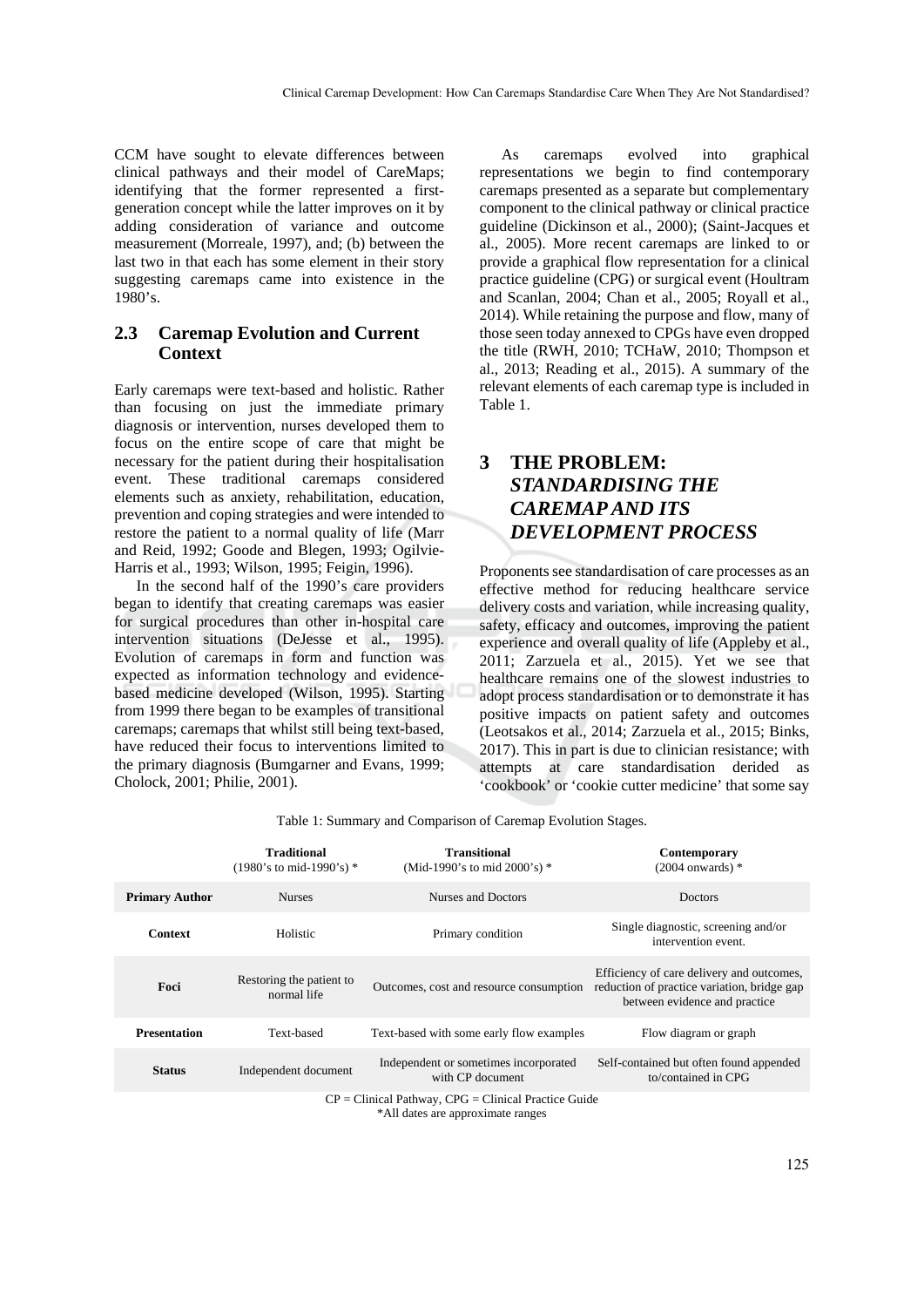CCM have sought to elevate differences between clinical pathways and their model of CareMaps; identifying that the former represented a first-generation concept while the latter improves on it by adding consideration of variance and outcome measurement (Morreale, 1997), and; (b) between the last two in that each has some element in their story suggesting caremaps came into existence in the 1980's.

### 2.3 Caremap Evolution and Current Context

Early caremaps were text-based and holistic. Rather than focusing on just the immediate primary diagnosis or intervention, nurses developed them to focus on the entire scope of care that might be necessary for the patient during their hospitalisation event. These traditional caremaps considered elements such as anxiety, rehabilitation, education, prevention and coping strategies and were intended to restore the patient to a normal quality of life (Marr and Reid, 1992; Goode and Blegen, 1993; Ogilvie-Harris et al., 1993; Wilson, 1995; Feigin, 1996).

In the second half of the 1990's care providers began to identify that creating caremaps was easier for surgical procedures than other in-hospital care intervention situations (DeJesse et al., 1995). Evolution of caremaps in form and function was expected as information technology and evidence-based medicine developed (Wilson, 1995). Starting from 1999 there began to be examples of transitional caremaps; caremaps that whilst still being text-based, have reduced their focus to interventions limited to the primary diagnosis (Bumgarner and Evans, 1999; Cholock, 2001; Philie, 2001).

As caremaps evolved into graphical representations we begin to find contemporary caremaps presented as a separate but complementary component to the clinical pathway or clinical practice guideline (Dickinson et al., 2000); (Saint-Jacques et al., 2005). More recent caremaps are linked to or provide a graphical flow representation for a clinical practice guideline (CPG) or surgical event (Houltram and Scanlan, 2004; Chan et al., 2005; Royall et al., 2014). While retaining the purpose and flow, many of those seen today annexed to CPGs have even dropped the title (RWH, 2010; TCHaW, 2010; Thompson et al., 2013; Reading et al., 2015). A summary of the relevant elements of each caremap type is included in Table 1.

## 3 THE PROBLEM: *STANDARDISING THE CAREMAP AND ITS DEVELOPMENT PROCESS*

Proponents see standardisation of care processes as an effective method for reducing healthcare service delivery costs and variation, while increasing quality, safety, efficacy and outcomes, improving the patient experience and overall quality of life (Appleby et al., 2011; Zarzuela et al., 2015). Yet we see that healthcare remains one of the slowest industries to adopt process standardisation or to demonstrate it has positive impacts on patient safety and outcomes (Leotsakos et al., 2014; Zarzuela et al., 2015; Binks, 2017). This in part is due to clinician resistance; with attempts at care standardisation derided as 'cookbook' or 'cookie cutter medicine' that some say

Table 1: Summary and Comparison of Caremap Evolution Stages.

| | **Traditional** (1980's to mid-1990's) * | **Transitional** (Mid-1990's to mid 2000's) * | **Contemporary** (2004 onwards) * |
|---|---|---|---|
| **Primary Author** | Nurses | Nurses and Doctors | Doctors |
| **Context** | Holistic | Primary condition | Single diagnostic, screening and/or intervention event. |
| **Foci** | Restoring the patient to normal life | Outcomes, cost and resource consumption | Efficiency of care delivery and outcomes, reduction of practice variation, bridge gap between evidence and practice |
| **Presentation** | Text-based | Text-based with some early flow examples | Flow diagram or graph |
| **Status** | Independent document | Independent or sometimes incorporated with CP document | Self-contained but often found appended to/contained in CPG |

CP = Clinical Pathway, CPG = Clinical Practice Guide
*All dates are approximate ranges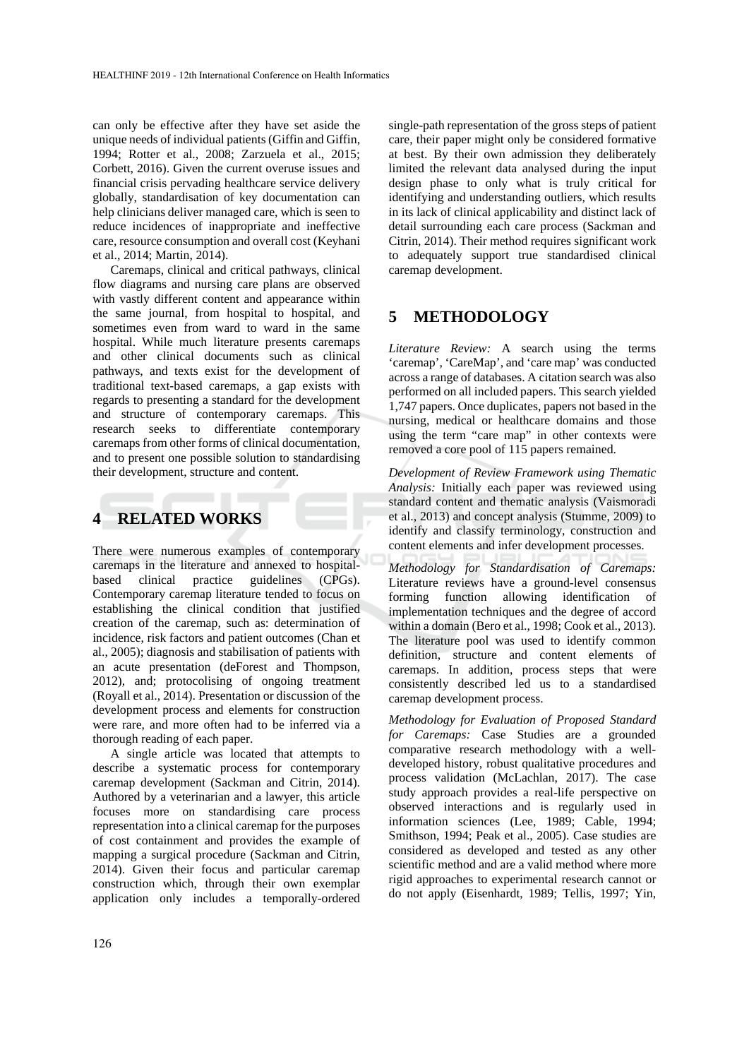can only be effective after they have set aside the unique needs of individual patients (Giffin and Giffin, 1994; Rotter et al., 2008; Zarzuela et al., 2015; Corbett, 2016). Given the current overuse issues and financial crisis pervading healthcare service delivery globally, standardisation of key documentation can help clinicians deliver managed care, which is seen to reduce incidences of inappropriate and ineffective care, resource consumption and overall cost (Keyhani et al., 2014; Martin, 2014).

Caremaps, clinical and critical pathways, clinical flow diagrams and nursing care plans are observed with vastly different content and appearance within the same journal, from hospital to hospital, and sometimes even from ward to ward in the same hospital. While much literature presents caremaps and other clinical documents such as clinical pathways, and texts exist for the development of traditional text-based caremaps, a gap exists with regards to presenting a standard for the development and structure of contemporary caremaps. This research seeks to differentiate contemporary caremaps from other forms of clinical documentation, and to present one possible solution to standardising their development, structure and content.

# 4 RELATED WORKS

There were numerous examples of contemporary caremaps in the literature and annexed to hospital-based clinical practice guidelines (CPGs). Contemporary caremap literature tended to focus on establishing the clinical condition that justified creation of the caremap, such as: determination of incidence, risk factors and patient outcomes (Chan et al., 2005); diagnosis and stabilisation of patients with an acute presentation (deForest and Thompson, 2012), and; protocolising of ongoing treatment (Royall et al., 2014). Presentation or discussion of the development process and elements for construction were rare, and more often had to be inferred via a thorough reading of each paper.

A single article was located that attempts to describe a systematic process for contemporary caremap development (Sackman and Citrin, 2014). Authored by a veterinarian and a lawyer, this article focuses more on standardising care process representation into a clinical caremap for the purposes of cost containment and provides the example of mapping a surgical procedure (Sackman and Citrin, 2014). Given their focus and particular caremap construction which, through their own exemplar application only includes a temporally-ordered single-path representation of the gross steps of patient care, their paper might only be considered formative at best. By their own admission they deliberately limited the relevant data analysed during the input design phase to only what is truly critical for identifying and understanding outliers, which results in its lack of clinical applicability and distinct lack of detail surrounding each care process (Sackman and Citrin, 2014). Their method requires significant work to adequately support true standardised clinical caremap development.

# 5 METHODOLOGY

*Literature Review:* A search using the terms 'caremap', 'CareMap', and 'care map' was conducted across a range of databases. A citation search was also performed on all included papers. This search yielded 1,747 papers. Once duplicates, papers not based in the nursing, medical or healthcare domains and those using the term "care map" in other contexts were removed a core pool of 115 papers remained.

*Development of Review Framework using Thematic Analysis:* Initially each paper was reviewed using standard content and thematic analysis (Vaismoradi et al., 2013) and concept analysis (Stumme, 2009) to identify and classify terminology, construction and content elements and infer development processes.

*Methodology for Standardisation of Caremaps:* Literature reviews have a ground-level consensus forming function allowing identification of implementation techniques and the degree of accord within a domain (Bero et al., 1998; Cook et al., 2013). The literature pool was used to identify common definition, structure and content elements of caremaps. In addition, process steps that were consistently described led us to a standardised caremap development process.

*Methodology for Evaluation of Proposed Standard for Caremaps:* Case Studies are a grounded comparative research methodology with a well-developed history, robust qualitative procedures and process validation (McLachlan, 2017). The case study approach provides a real-life perspective on observed interactions and is regularly used in information sciences (Lee, 1989; Cable, 1994; Smithson, 1994; Peak et al., 2005). Case studies are considered as developed and tested as any other scientific method and are a valid method where more rigid approaches to experimental research cannot or do not apply (Eisenhardt, 1989; Tellis, 1997; Yin,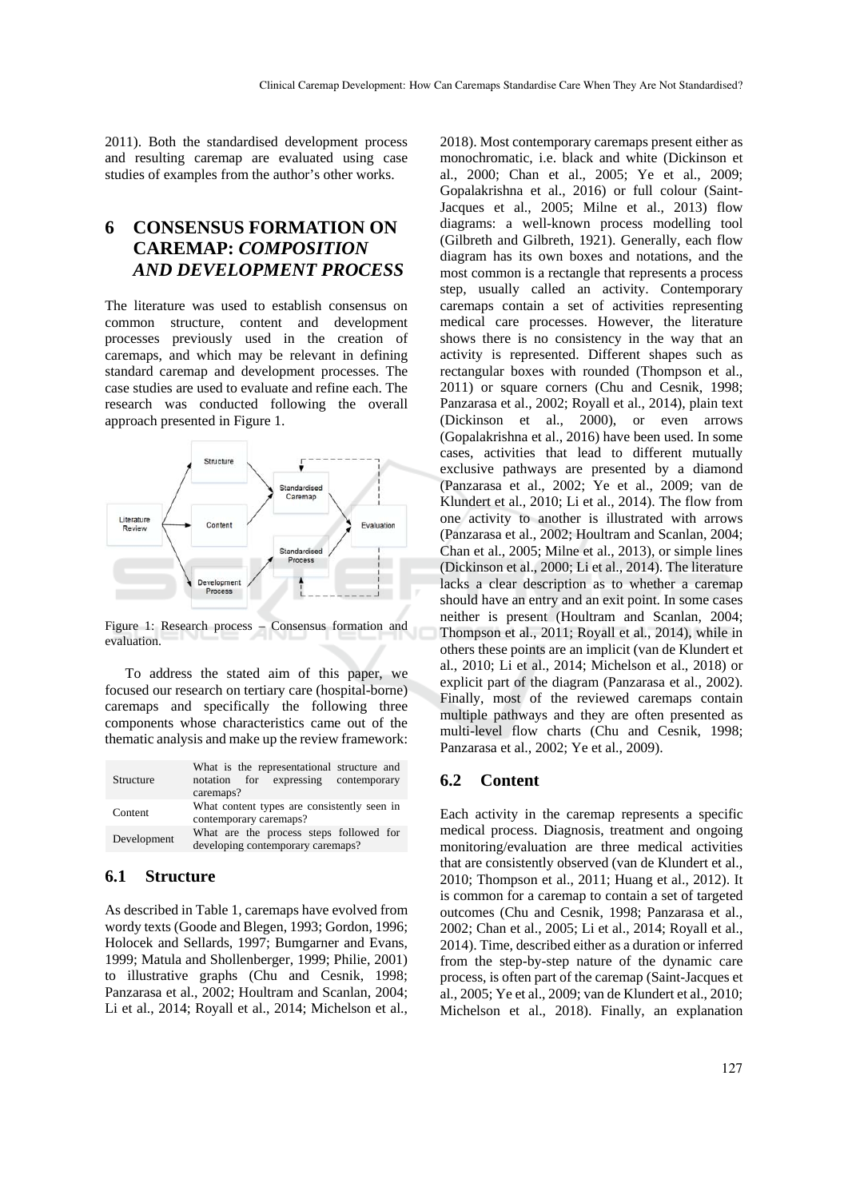2011). Both the standardised development process and resulting caremap are evaluated using case studies of examples from the author's other works.

# 6 CONSENSUS FORMATION ON CAREMAP: *COMPOSITION AND DEVELOPMENT PROCESS*

The literature was used to establish consensus on common structure, content and development processes previously used in the creation of caremaps, and which may be relevant in defining standard caremap and development processes. The case studies are used to evaluate and refine each. The research was conducted following the overall approach presented in Figure 1.

Figure 1: Research process – Consensus formation and evaluation.

To address the stated aim of this paper, we focused our research on tertiary care (hospital-borne) caremaps and specifically the following three components whose characteristics came out of the thematic analysis and make up the review framework:

| | |
|---|---|
| Structure | What is the representational structure and notation for expressing contemporary caremaps? |
| Content | What content types are consistently seen in contemporary caremaps? |
| Development | What are the process steps followed for developing contemporary caremaps? |

## 6.1 Structure

As described in Table 1, caremaps have evolved from wordy texts (Goode and Blegen, 1993; Gordon, 1996; Holocek and Sellards, 1997; Bumgarner and Evans, 1999; Matula and Shollenberger, 1999; Philie, 2001) to illustrative graphs (Chu and Cesnik, 1998; Panzarasa et al., 2002; Houltram and Scanlan, 2004; Li et al., 2014; Royall et al., 2014; Michelson et al., 2018). Most contemporary caremaps present either as monochromatic, i.e. black and white (Dickinson et al., 2000; Chan et al., 2005; Ye et al., 2009; Gopalakrishna et al., 2016) or full colour (Saint-Jacques et al., 2005; Milne et al., 2013) flow diagrams: a well-known process modelling tool (Gilbreth and Gilbreth, 1921). Generally, each flow diagram has its own boxes and notations, and the most common is a rectangle that represents a process step, usually called an activity. Contemporary caremaps contain a set of activities representing medical care processes. However, the literature shows there is no consistency in the way that an activity is represented. Different shapes such as rectangular boxes with rounded (Thompson et al., 2011) or square corners (Chu and Cesnik, 1998; Panzarasa et al., 2002; Royall et al., 2014), plain text (Dickinson et al., 2000), or even arrows (Gopalakrishna et al., 2016) have been used. In some cases, activities that lead to different mutually exclusive pathways are presented by a diamond (Panzarasa et al., 2002; Ye et al., 2009; van de Klundert et al., 2010; Li et al., 2014). The flow from one activity to another is illustrated with arrows (Panzarasa et al., 2002; Houltram and Scanlan, 2004; Chan et al., 2005; Milne et al., 2013), or simple lines (Dickinson et al., 2000; Li et al., 2014). The literature lacks a clear description as to whether a caremap should have an entry and an exit point. In some cases neither is present (Houltram and Scanlan, 2004; Thompson et al., 2011; Royall et al., 2014), while in others these points are an implicit (van de Klundert et al., 2010; Li et al., 2014; Michelson et al., 2018) or explicit part of the diagram (Panzarasa et al., 2002). Finally, most of the reviewed caremaps contain multiple pathways and they are often presented as multi-level flow charts (Chu and Cesnik, 1998; Panzarasa et al., 2002; Ye et al., 2009).

## 6.2 Content

Each activity in the caremap represents a specific medical process. Diagnosis, treatment and ongoing monitoring/evaluation are three medical activities that are consistently observed (van de Klundert et al., 2010; Thompson et al., 2011; Huang et al., 2012). It is common for a caremap to contain a set of targeted outcomes (Chu and Cesnik, 1998; Panzarasa et al., 2002; Chan et al., 2005; Li et al., 2014; Royall et al., 2014). Time, described either as a duration or inferred from the step-by-step nature of the dynamic care process, is often part of the caremap (Saint-Jacques et al., 2005; Ye et al., 2009; van de Klundert et al., 2010; Michelson et al., 2018). Finally, an explanation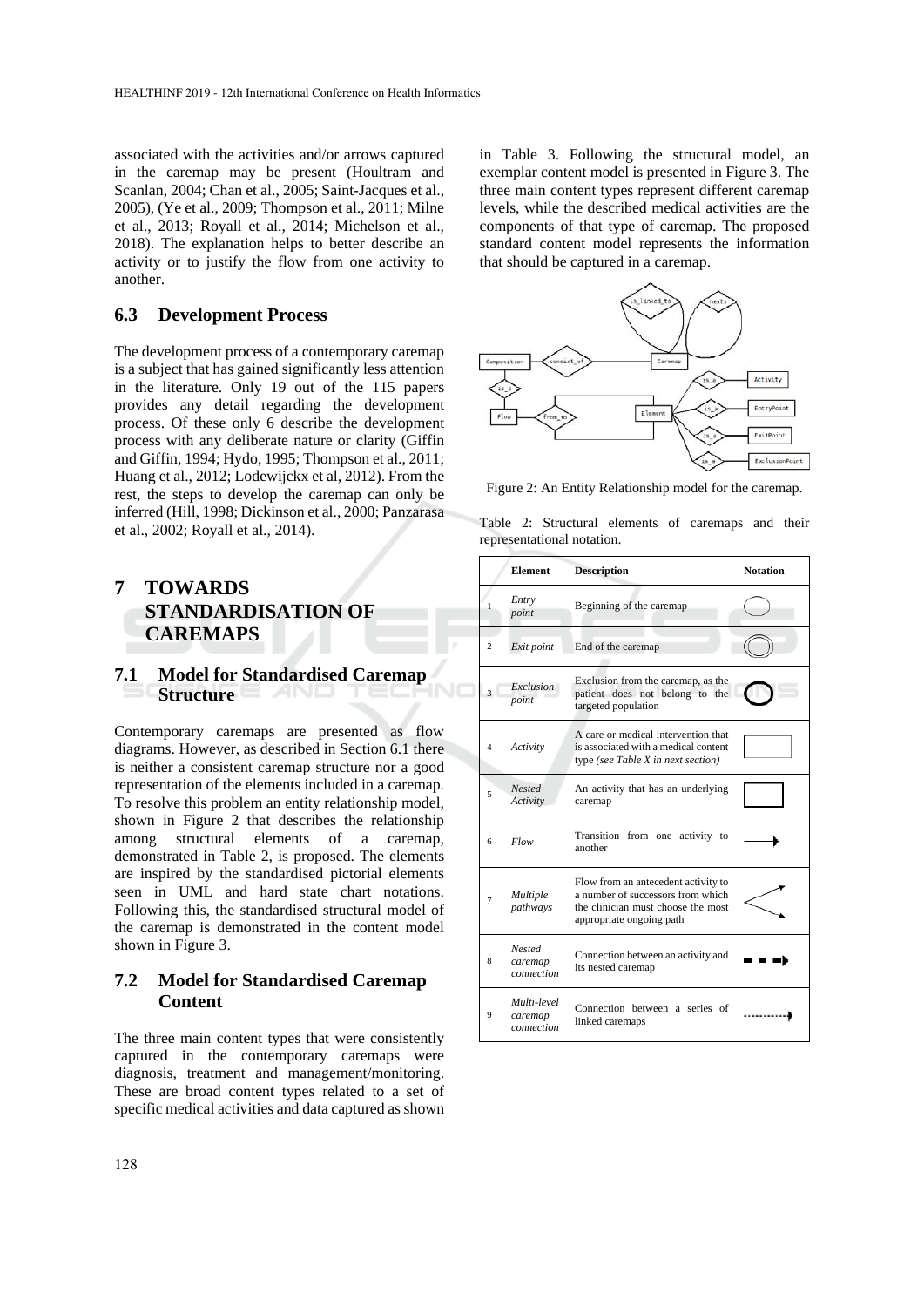associated with the activities and/or arrows captured in the caremap may be present (Houltram and Scanlan, 2004; Chan et al., 2005; Saint-Jacques et al., 2005), (Ye et al., 2009; Thompson et al., 2011; Milne et al., 2013; Royall et al., 2014; Michelson et al., 2018). The explanation helps to better describe an activity or to justify the flow from one activity to another.

### 6.3 Development Process

The development process of a contemporary caremap is a subject that has gained significantly less attention in the literature. Only 19 out of the 115 papers provides any detail regarding the development process. Of these only 6 describe the development process with any deliberate nature or clarity (Giffin and Giffin, 1994; Hydo, 1995; Thompson et al., 2011; Huang et al., 2012; Lodewijckx et al, 2012). From the rest, the steps to develop the caremap can only be inferred (Hill, 1998; Dickinson et al., 2000; Panzarasa et al., 2002; Royall et al., 2014).

## 7 TOWARDS STANDARDISATION OF CAREMAPS

### 7.1 Model for Standardised Caremap Structure

Contemporary caremaps are presented as flow diagrams. However, as described in Section 6.1 there is neither a consistent caremap structure nor a good representation of the elements included in a caremap. To resolve this problem an entity relationship model, shown in Figure 2 that describes the relationship among structural elements of a caremap, demonstrated in Table 2, is proposed. The elements are inspired by the standardised pictorial elements seen in UML and hard state chart notations. Following this, the standardised structural model of the caremap is demonstrated in the content model shown in Figure 3.

### 7.2 Model for Standardised Caremap Content

The three main content types that were consistently captured in the contemporary caremaps were diagnosis, treatment and management/monitoring. These are broad content types related to a set of specific medical activities and data captured as shown in Table 3. Following the structural model, an exemplar content model is presented in Figure 3. The three main content types represent different caremap levels, while the described medical activities are the components of that type of caremap. The proposed standard content model represents the information that should be captured in a caremap.

Figure 2: An Entity Relationship model for the caremap.

Table 2: Structural elements of caremaps and their representational notation.

| | Element | Description | Notation |
|---|---|---|---|
| 1 | *Entry point* | Beginning of the caremap | |
| 2 | *Exit point* | End of the caremap | |
| 3 | *Exclusion point* | Exclusion from the caremap, as the patient does not belong to the targeted population | |
| 4 | *Activity* | A care or medical intervention that is associated with a medical content type *(see Table X in next section)* | |
| 5 | *Nested Activity* | An activity that has an underlying caremap | |
| 6 | *Flow* | Transition from one activity to another | |
| 7 | *Multiple pathways* | Flow from an antecedent activity to a number of successors from which the clinician must choose the most appropriate ongoing path | |
| 8 | *Nested caremap connection* | Connection between an activity and its nested caremap | |
| 9 | *Multi-level caremap connection* | Connection between a series of linked caremaps | |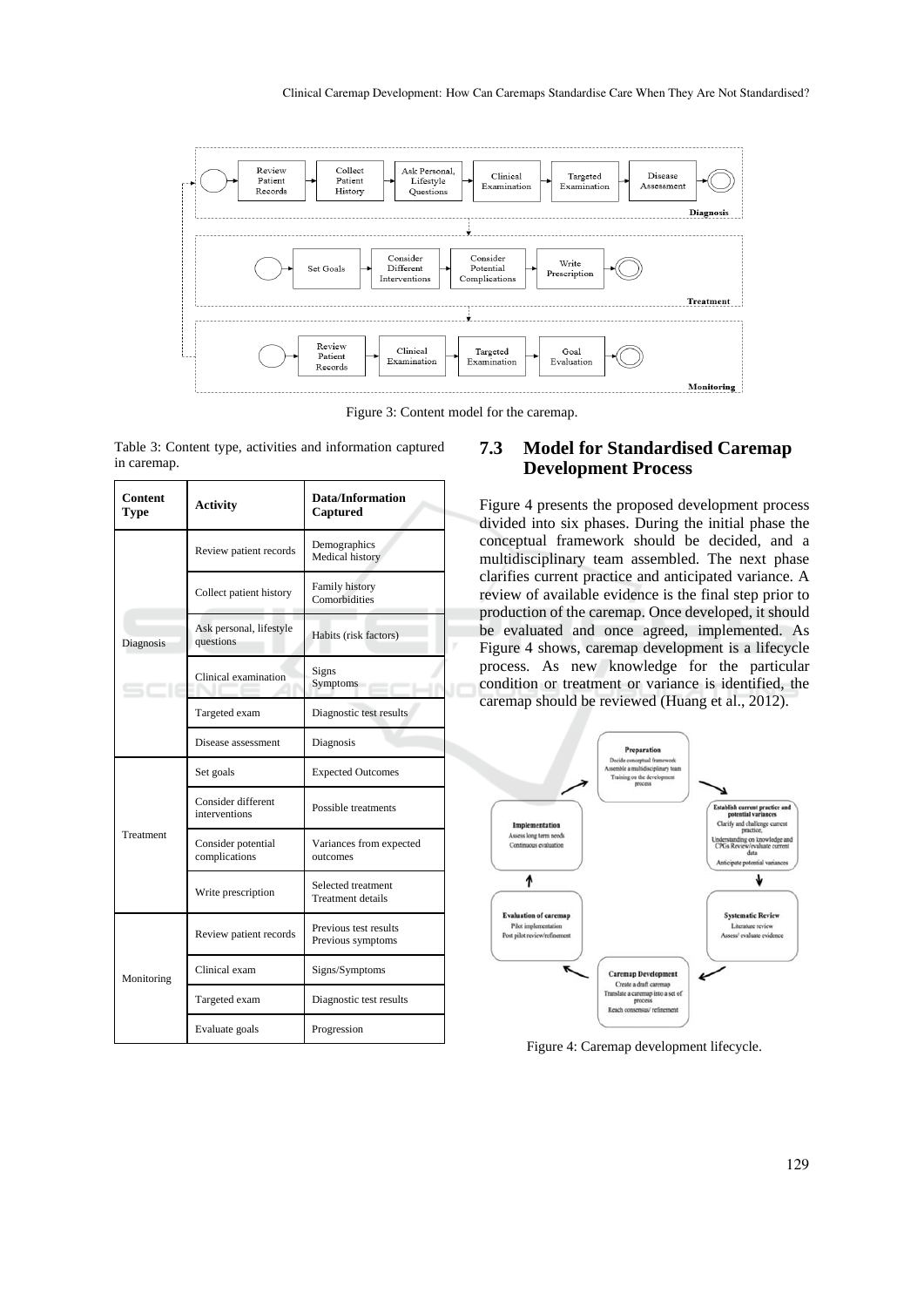Figure 3: Content model for the caremap.

Table 3: Content type, activities and information captured in caremap.

| Content Type | Activity | Data/Information Captured |
|---|---|---|
| Diagnosis | Review patient records | Demographics<br>Medical history |
| | Collect patient history | Family history<br>Comorbidities |
| | Ask personal, lifestyle questions | Habits (risk factors) |
| | Clinical examination | Signs<br>Symptoms |
| | Targeted exam | Diagnostic test results |
| | Disease assessment | Diagnosis |
| Treatment | Set goals | Expected Outcomes |
| | Consider different interventions | Possible treatments |
| | Consider potential complications | Variances from expected outcomes |
| | Write prescription | Selected treatment<br>Treatment details |
| Monitoring | Review patient records | Previous test results<br>Previous symptoms |
| | Clinical exam | Signs/Symptoms |
| | Targeted exam | Diagnostic test results |
| | Evaluate goals | Progression |

### 7.3 Model for Standardised Caremap Development Process

Figure 4 presents the proposed development process divided into six phases. During the initial phase the conceptual framework should be decided, and a multidisciplinary team assembled. The next phase clarifies current practice and anticipated variance. A review of available evidence is the final step prior to production of the caremap. Once developed, it should be evaluated and once agreed, implemented. As Figure 4 shows, caremap development is a lifecycle process. As new knowledge for the particular condition or treatment or variance is identified, the caremap should be reviewed (Huang et al., 2012).

Figure 4: Caremap development lifecycle.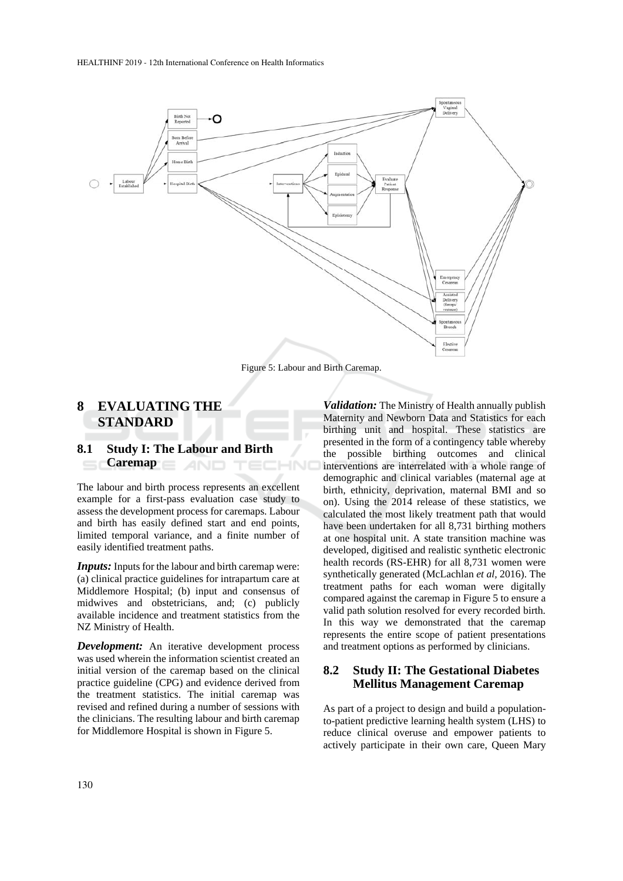Figure 5: Labour and Birth Caremap.

## 8 EVALUATING THE STANDARD

### 8.1 Study I: The Labour and Birth Caremap

The labour and birth process represents an excellent example for a first-pass evaluation case study to assess the development process for caremaps. Labour and birth has easily defined start and end points, limited temporal variance, and a finite number of easily identified treatment paths.

***Inputs:*** Inputs for the labour and birth caremap were: (a) clinical practice guidelines for intrapartum care at Middlemore Hospital; (b) input and consensus of midwives and obstetricians, and; (c) publicly available incidence and treatment statistics from the NZ Ministry of Health.

***Development:*** An iterative development process was used wherein the information scientist created an initial version of the caremap based on the clinical practice guideline (CPG) and evidence derived from the treatment statistics. The initial caremap was revised and refined during a number of sessions with the clinicians. The resulting labour and birth caremap for Middlemore Hospital is shown in Figure 5.

***Validation:*** The Ministry of Health annually publish Maternity and Newborn Data and Statistics for each birthing unit and hospital. These statistics are presented in the form of a contingency table whereby the possible birthing outcomes and clinical interventions are interrelated with a whole range of demographic and clinical variables (maternal age at birth, ethnicity, deprivation, maternal BMI and so on). Using the 2014 release of these statistics, we calculated the most likely treatment path that would have been undertaken for all 8,731 birthing mothers at one hospital unit. A state transition machine was developed, digitised and realistic synthetic electronic health records (RS-EHR) for all 8,731 women were synthetically generated (McLachlan *et al*, 2016). The treatment paths for each woman were digitally compared against the caremap in Figure 5 to ensure a valid path solution resolved for every recorded birth. In this way we demonstrated that the caremap represents the entire scope of patient presentations and treatment options as performed by clinicians.

### 8.2 Study II: The Gestational Diabetes Mellitus Management Caremap

As part of a project to design and build a population-to-patient predictive learning health system (LHS) to reduce clinical overuse and empower patients to actively participate in their own care, Queen Mary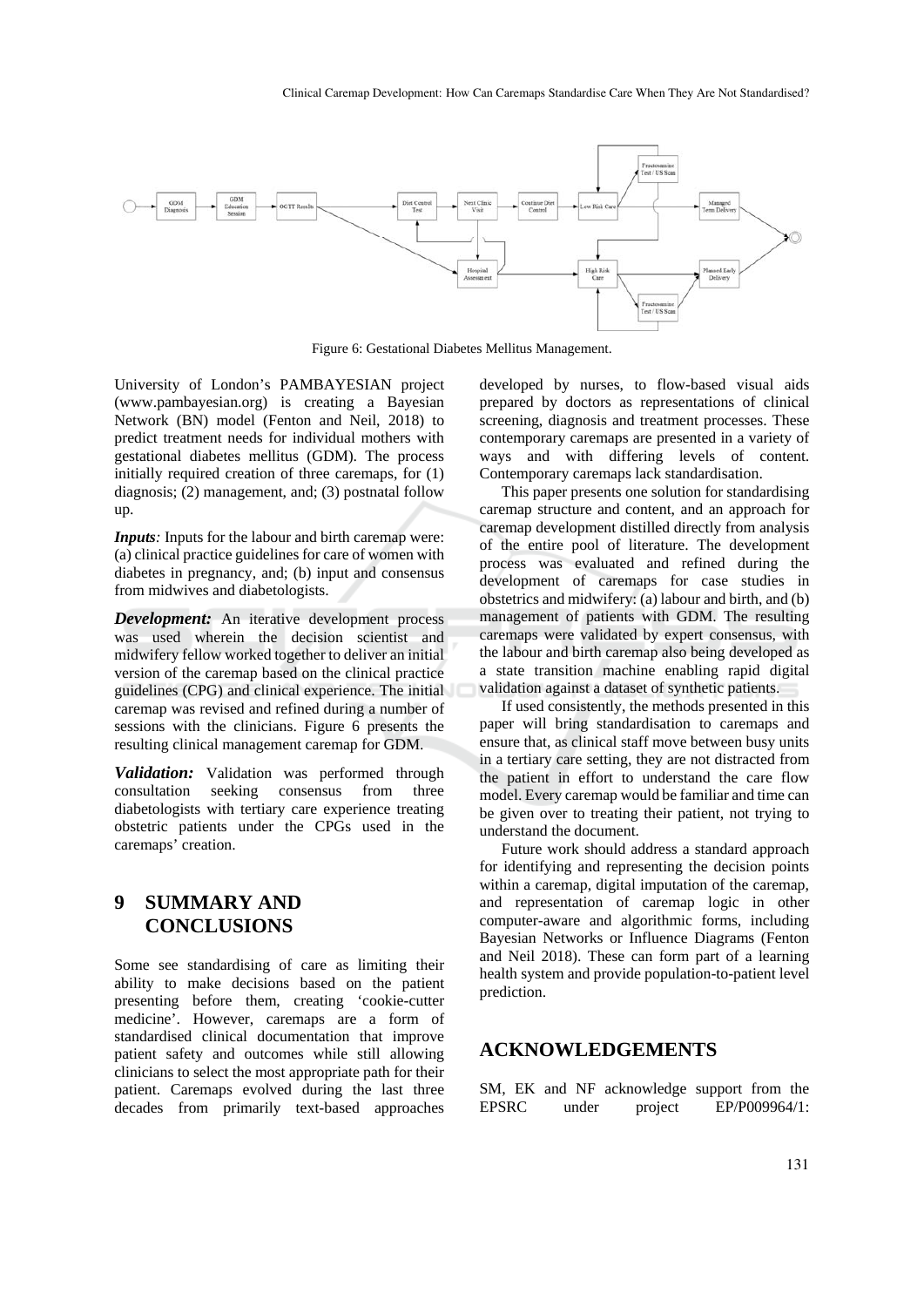Figure 6: Gestational Diabetes Mellitus Management.

University of London's PAMBAYESIAN project (www.pambayesian.org) is creating a Bayesian Network (BN) model (Fenton and Neil, 2018) to predict treatment needs for individual mothers with gestational diabetes mellitus (GDM). The process initially required creation of three caremaps, for (1) diagnosis; (2) management, and; (3) postnatal follow up.

***Inputs**:* Inputs for the labour and birth caremap were: (a) clinical practice guidelines for care of women with diabetes in pregnancy, and; (b) input and consensus from midwives and diabetologists.

***Development:*** An iterative development process was used wherein the decision scientist and midwifery fellow worked together to deliver an initial version of the caremap based on the clinical practice guidelines (CPG) and clinical experience. The initial caremap was revised and refined during a number of sessions with the clinicians. Figure 6 presents the resulting clinical management caremap for GDM.

***Validation:*** Validation was performed through consultation seeking consensus from three diabetologists with tertiary care experience treating obstetric patients under the CPGs used in the caremaps' creation.

## 9 SUMMARY AND CONCLUSIONS

Some see standardising of care as limiting their ability to make decisions based on the patient presenting before them, creating 'cookie-cutter medicine'. However, caremaps are a form of standardised clinical documentation that improve patient safety and outcomes while still allowing clinicians to select the most appropriate path for their patient. Caremaps evolved during the last three decades from primarily text-based approaches developed by nurses, to flow-based visual aids prepared by doctors as representations of clinical screening, diagnosis and treatment processes. These contemporary caremaps are presented in a variety of ways and with differing levels of content. Contemporary caremaps lack standardisation.

This paper presents one solution for standardising caremap structure and content, and an approach for caremap development distilled directly from analysis of the entire pool of literature. The development process was evaluated and refined during the development of caremaps for case studies in obstetrics and midwifery: (a) labour and birth, and (b) management of patients with GDM. The resulting caremaps were validated by expert consensus, with the labour and birth caremap also being developed as a state transition machine enabling rapid digital validation against a dataset of synthetic patients.

If used consistently, the methods presented in this paper will bring standardisation to caremaps and ensure that, as clinical staff move between busy units in a tertiary care setting, they are not distracted from the patient in effort to understand the care flow model. Every caremap would be familiar and time can be given over to treating their patient, not trying to understand the document.

Future work should address a standard approach for identifying and representing the decision points within a caremap, digital imputation of the caremap, and representation of caremap logic in other computer-aware and algorithmic forms, including Bayesian Networks or Influence Diagrams (Fenton and Neil 2018). These can form part of a learning health system and provide population-to-patient level prediction.

## ACKNOWLEDGEMENTS

SM, EK and NF acknowledge support from the EPSRC under project EP/P009964/1: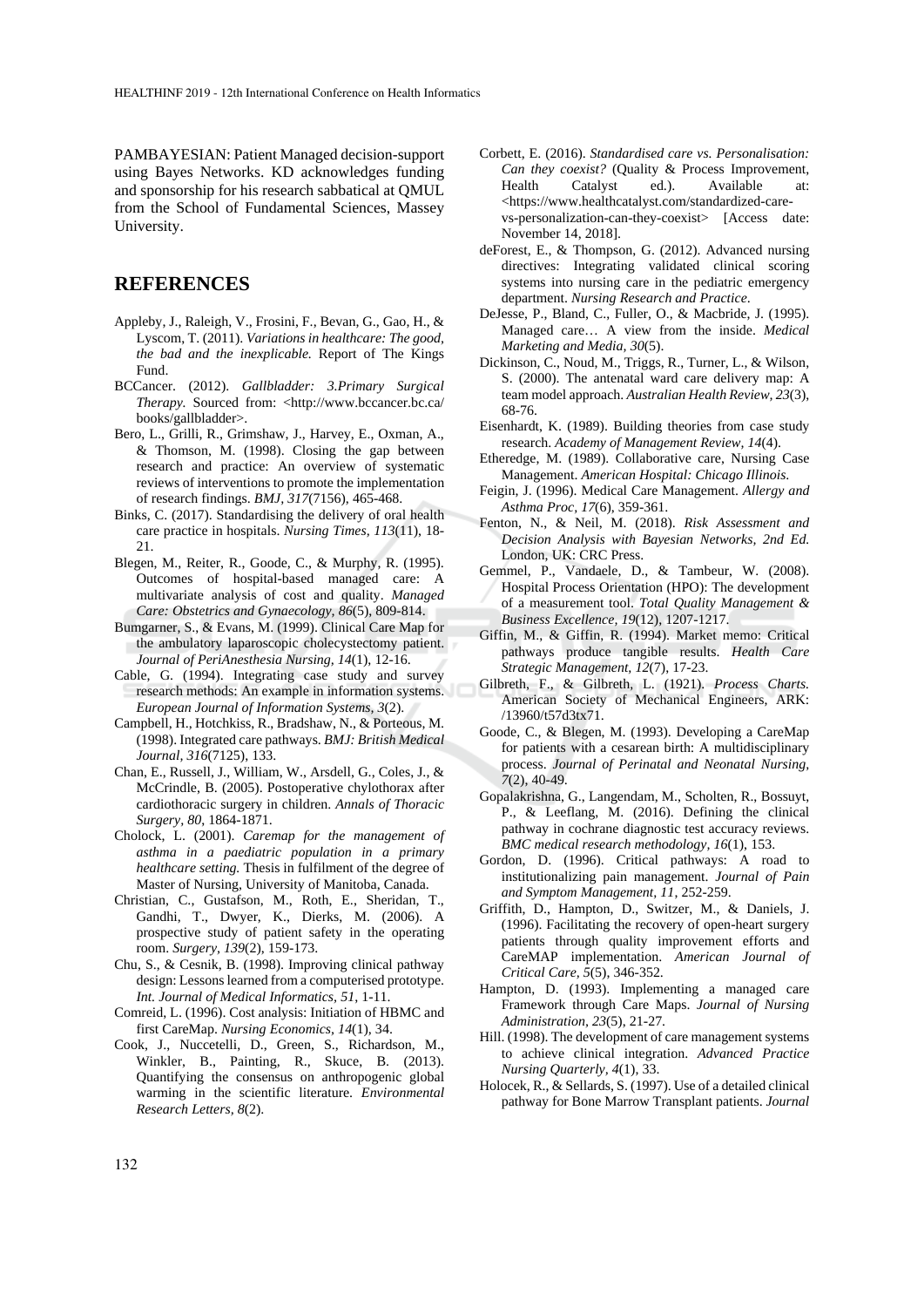PAMBAYESIAN: Patient Managed decision-support using Bayes Networks. KD acknowledges funding and sponsorship for his research sabbatical at QMUL from the School of Fundamental Sciences, Massey University.

## REFERENCES

Appleby, J., Raleigh, V., Frosini, F., Bevan, G., Gao, H., & Lyscom, T. (2011). *Variations in healthcare: The good, the bad and the inexplicable.* Report of The Kings Fund.

BCCancer. (2012). *Gallbladder: 3.Primary Surgical Therapy.* Sourced from: <http://www.bccancer.bc.ca/books/gallbladder>.

Bero, L., Grilli, R., Grimshaw, J., Harvey, E., Oxman, A., & Thomson, M. (1998). Closing the gap between research and practice: An overview of systematic reviews of interventions to promote the implementation of research findings. *BMJ, 317*(7156), 465-468.

Binks, C. (2017). Standardising the delivery of oral health care practice in hospitals. *Nursing Times, 113*(11), 18-21.

Blegen, M., Reiter, R., Goode, C., & Murphy, R. (1995). Outcomes of hospital-based managed care: A multivariate analysis of cost and quality. *Managed Care: Obstetrics and Gynaecology, 86*(5), 809-814.

Bumgarner, S., & Evans, M. (1999). Clinical Care Map for the ambulatory laparoscopic cholecystectomy patient. *Journal of PeriAnesthesia Nursing, 14*(1), 12-16.

Cable, G. (1994). Integrating case study and survey research methods: An example in information systems. *European Journal of Information Systems, 3*(2).

Campbell, H., Hotchkiss, R., Bradshaw, N., & Porteous, M. (1998). Integrated care pathways. *BMJ: British Medical Journal, 316*(7125), 133.

Chan, E., Russell, J., William, W., Arsdell, G., Coles, J., & McCrindle, B. (2005). Postoperative chylothorax after cardiothoracic surgery in children. *Annals of Thoracic Surgery, 80*, 1864-1871.

Cholock, L. (2001). *Caremap for the management of asthma in a paediatric population in a primary healthcare setting.* Thesis in fulfilment of the degree of Master of Nursing, University of Manitoba, Canada.

Christian, C., Gustafson, M., Roth, E., Sheridan, T., Gandhi, T., Dwyer, K., Dierks, M. (2006). A prospective study of patient safety in the operating room. *Surgery, 139*(2), 159-173.

Chu, S., & Cesnik, B. (1998). Improving clinical pathway design: Lessons learned from a computerised prototype. *Int. Journal of Medical Informatics, 51*, 1-11.

Comreid, L. (1996). Cost analysis: Initiation of HBMC and first CareMap. *Nursing Economics, 14*(1), 34.

Cook, J., Nuccetelli, D., Green, S., Richardson, M., Winkler, B., Painting, R., Skuce, B. (2013). Quantifying the consensus on anthropogenic global warming in the scientific literature. *Environmental Research Letters, 8*(2).

Corbett, E. (2016). *Standardised care vs. Personalisation: Can they coexist?* (Quality & Process Improvement, Health Catalyst ed.). Available at: <https://www.healthcatalyst.com/standardized-care-vs-personalization-can-they-coexist> [Access date: November 14, 2018].

deForest, E., & Thompson, G. (2012). Advanced nursing directives: Integrating validated clinical scoring systems into nursing care in the pediatric emergency department. *Nursing Research and Practice.*

DeJesse, P., Bland, C., Fuller, O., & Macbride, J. (1995). Managed care… A view from the inside. *Medical Marketing and Media, 30*(5).

Dickinson, C., Noud, M., Triggs, R., Turner, L., & Wilson, S. (2000). The antenatal ward care delivery map: A team model approach. *Australian Health Review, 23*(3), 68-76.

Eisenhardt, K. (1989). Building theories from case study research. *Academy of Management Review, 14*(4).

Etheredge, M. (1989). Collaborative care, Nursing Case Management. *American Hospital: Chicago Illinois.*

Feigin, J. (1996). Medical Care Management. *Allergy and Asthma Proc, 17*(6), 359-361.

Fenton, N., & Neil, M. (2018). *Risk Assessment and Decision Analysis with Bayesian Networks, 2nd Ed.* London, UK: CRC Press.

Gemmel, P., Vandaele, D., & Tambeur, W. (2008). Hospital Process Orientation (HPO): The development of a measurement tool. *Total Quality Management & Business Excellence, 19*(12), 1207-1217.

Giffin, M., & Giffin, R. (1994). Market memo: Critical pathways produce tangible results. *Health Care Strategic Management, 12*(7), 17-23.

Gilbreth, F., & Gilbreth, L. (1921). *Process Charts.* American Society of Mechanical Engineers, ARK: /13960/t57d3tx71.

Goode, C., & Blegen, M. (1993). Developing a CareMap for patients with a cesarean birth: A multidisciplinary process. *Journal of Perinatal and Neonatal Nursing, 7*(2), 40-49.

Gopalakrishna, G., Langendam, M., Scholten, R., Bossuyt, P., & Leeflang, M. (2016). Defining the clinical pathway in cochrane diagnostic test accuracy reviews. *BMC medical research methodology, 16*(1), 153.

Gordon, D. (1996). Critical pathways: A road to institutionalizing pain management. *Journal of Pain and Symptom Management, 11*, 252-259.

Griffith, D., Hampton, D., Switzer, M., & Daniels, J. (1996). Facilitating the recovery of open-heart surgery patients through quality improvement efforts and CareMAP implementation. *American Journal of Critical Care, 5*(5), 346-352.

Hampton, D. (1993). Implementing a managed care Framework through Care Maps. *Journal of Nursing Administration, 23*(5), 21-27.

Hill. (1998). The development of care management systems to achieve clinical integration. *Advanced Practice Nursing Quarterly, 4*(1), 33.

Holocek, R., & Sellards, S. (1997). Use of a detailed clinical pathway for Bone Marrow Transplant patients. *Journal*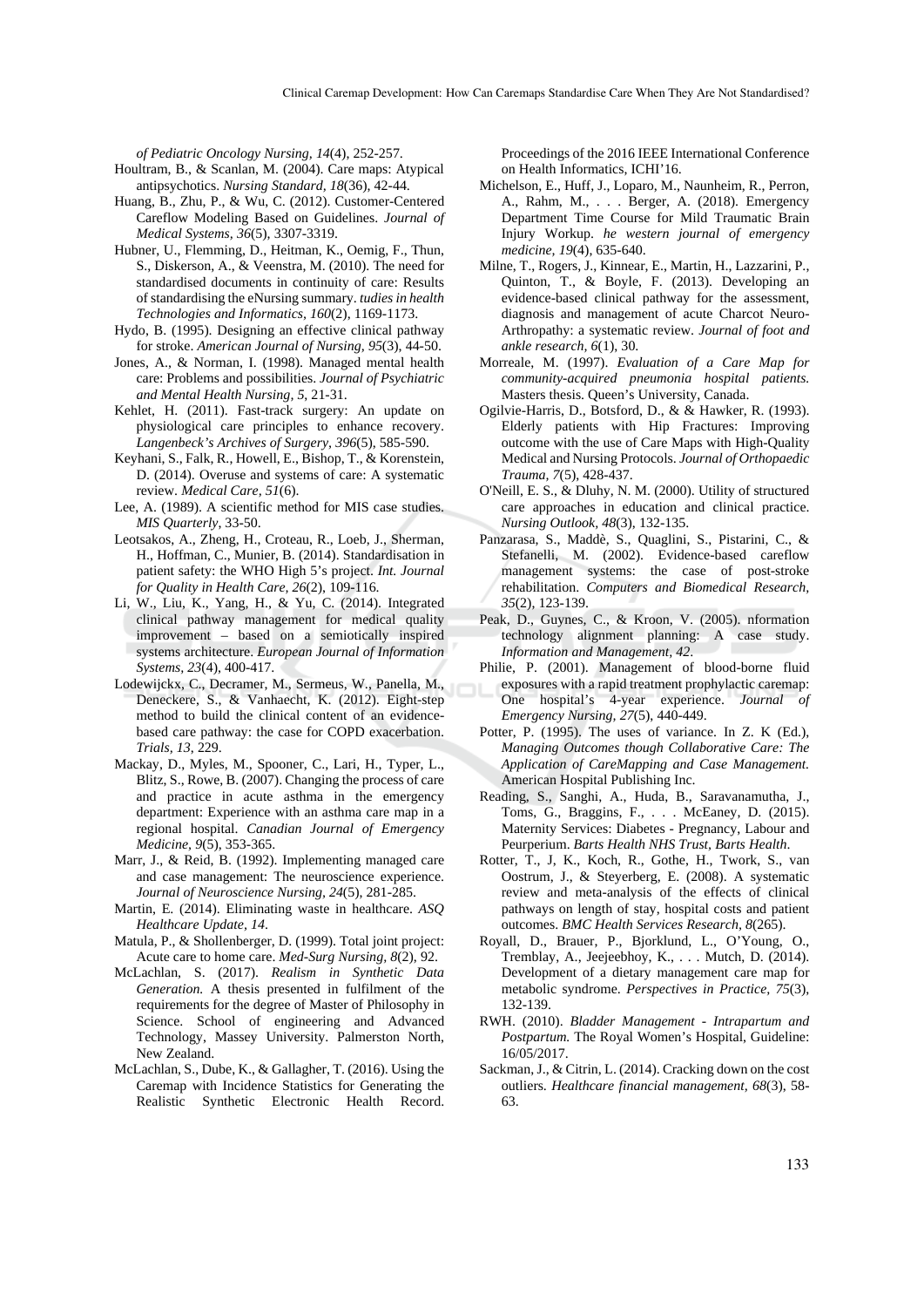*of Pediatric Oncology Nursing, 14*(4), 252-257.

Houltram, B., & Scanlan, M. (2004). Care maps: Atypical antipsychotics. *Nursing Standard, 18*(36), 42-44.

Huang, B., Zhu, P., & Wu, C. (2012). Customer-Centered Careflow Modeling Based on Guidelines. *Journal of Medical Systems, 36*(5), 3307-3319.

Hubner, U., Flemming, D., Heitman, K., Oemig, F., Thun, S., Diskerson, A., & Veenstra, M. (2010). The need for standardised documents in continuity of care: Results of standardising the eNursing summary. *tudies in health Technologies and Informatics, 160*(2), 1169-1173.

Hydo, B. (1995). Designing an effective clinical pathway for stroke. *American Journal of Nursing, 95*(3), 44-50.

Jones, A., & Norman, I. (1998). Managed mental health care: Problems and possibilities. *Journal of Psychiatric and Mental Health Nursing, 5*, 21-31.

Kehlet, H. (2011). Fast-track surgery: An update on physiological care principles to enhance recovery. *Langenbeck's Archives of Surgery, 396*(5), 585-590.

Keyhani, S., Falk, R., Howell, E., Bishop, T., & Korenstein, D. (2014). Overuse and systems of care: A systematic review. *Medical Care, 51*(6).

Lee, A. (1989). A scientific method for MIS case studies. *MIS Quarterly*, 33-50.

Leotsakos, A., Zheng, H., Croteau, R., Loeb, J., Sherman, H., Hoffman, C., Munier, B. (2014). Standardisation in patient safety: the WHO High 5's project. *Int. Journal for Quality in Health Care, 26*(2), 109-116.

Li, W., Liu, K., Yang, H., & Yu, C. (2014). Integrated clinical pathway management for medical quality improvement – based on a semiotically inspired systems architecture. *European Journal of Information Systems, 23*(4), 400-417.

Lodewijckx, C., Decramer, M., Sermeus, W., Panella, M., Deneckere, S., & Vanhaecht, K. (2012). Eight-step method to build the clinical content of an evidence-based care pathway: the case for COPD exacerbation. *Trials, 13*, 229.

Mackay, D., Myles, M., Spooner, C., Lari, H., Typer, L., Blitz, S., Rowe, B. (2007). Changing the process of care and practice in acute asthma in the emergency department: Experience with an asthma care map in a regional hospital. *Canadian Journal of Emergency Medicine, 9*(5), 353-365.

Marr, J., & Reid, B. (1992). Implementing managed care and case management: The neuroscience experience. *Journal of Neuroscience Nursing, 24*(5), 281-285.

Martin, E. (2014). Eliminating waste in healthcare. *ASQ Healthcare Update, 14*.

Matula, P., & Shollenberger, D. (1999). Total joint project: Acute care to home care. *Med-Surg Nursing, 8*(2), 92.

McLachlan, S. (2017). *Realism in Synthetic Data Generation.* A thesis presented in fulfilment of the requirements for the degree of Master of Philosophy in Science. School of engineering and Advanced Technology, Massey University. Palmerston North, New Zealand.

McLachlan, S., Dube, K., & Gallagher, T. (2016). Using the Caremap with Incidence Statistics for Generating the Realistic Synthetic Electronic Health Record. Proceedings of the 2016 IEEE International Conference on Health Informatics, ICHI'16.

Michelson, E., Huff, J., Loparo, M., Naunheim, R., Perron, A., Rahm, M., . . . Berger, A. (2018). Emergency Department Time Course for Mild Traumatic Brain Injury Workup. *he western journal of emergency medicine, 19*(4), 635-640.

Milne, T., Rogers, J., Kinnear, E., Martin, H., Lazzarini, P., Quinton, T., & Boyle, F. (2013). Developing an evidence-based clinical pathway for the assessment, diagnosis and management of acute Charcot Neuro-Arthropathy: a systematic review. *Journal of foot and ankle research, 6*(1), 30.

Morreale, M. (1997). *Evaluation of a Care Map for community-acquired pneumonia hospital patients.* Masters thesis. Queen's University, Canada.

Ogilvie-Harris, D., Botsford, D., & & Hawker, R. (1993). Elderly patients with Hip Fractures: Improving outcome with the use of Care Maps with High-Quality Medical and Nursing Protocols. *Journal of Orthopaedic Trauma, 7*(5), 428-437.

O'Neill, E. S., & Dluhy, N. M. (2000). Utility of structured care approaches in education and clinical practice. *Nursing Outlook, 48*(3), 132-135.

Panzarasa, S., Maddè, S., Quaglini, S., Pistarini, C., & Stefanelli, M. (2002). Evidence-based careflow management systems: the case of post-stroke rehabilitation. *Computers and Biomedical Research, 35*(2), 123-139.

Peak, D., Guynes, C., & Kroon, V. (2005). nformation technology alignment planning: A case study. *Information and Management, 42*.

Philie, P. (2001). Management of blood-borne fluid exposures with a rapid treatment prophylactic caremap: One hospital's 4-year experience. *Journal of Emergency Nursing, 27*(5), 440-449.

Potter, P. (1995). The uses of variance. In Z. K (Ed.), *Managing Outcomes though Collaborative Care: The Application of CareMapping and Case Management.* American Hospital Publishing Inc.

Reading, S., Sanghi, A., Huda, B., Saravanamutha, J., Toms, G., Braggins, F., . . . McEaney, D. (2015). Maternity Services: Diabetes - Pregnancy, Labour and Peurperium. *Barts Health NHS Trust, Barts Health*.

Rotter, T., J, K., Koch, R., Gothe, H., Twork, S., van Oostrum, J., & Steyerberg, E. (2008). A systematic review and meta-analysis of the effects of clinical pathways on length of stay, hospital costs and patient outcomes. *BMC Health Services Research, 8*(265).

Royall, D., Brauer, P., Bjorklund, L., O'Young, O., Tremblay, A., Jeejeebhoy, K., . . . Mutch, D. (2014). Development of a dietary management care map for metabolic syndrome. *Perspectives in Practice, 75*(3), 132-139.

RWH. (2010). *Bladder Management - Intrapartum and Postpartum.* The Royal Women's Hospital, Guideline: 16/05/2017.

Sackman, J., & Citrin, L. (2014). Cracking down on the cost outliers. *Healthcare financial management, 68*(3), 58-63.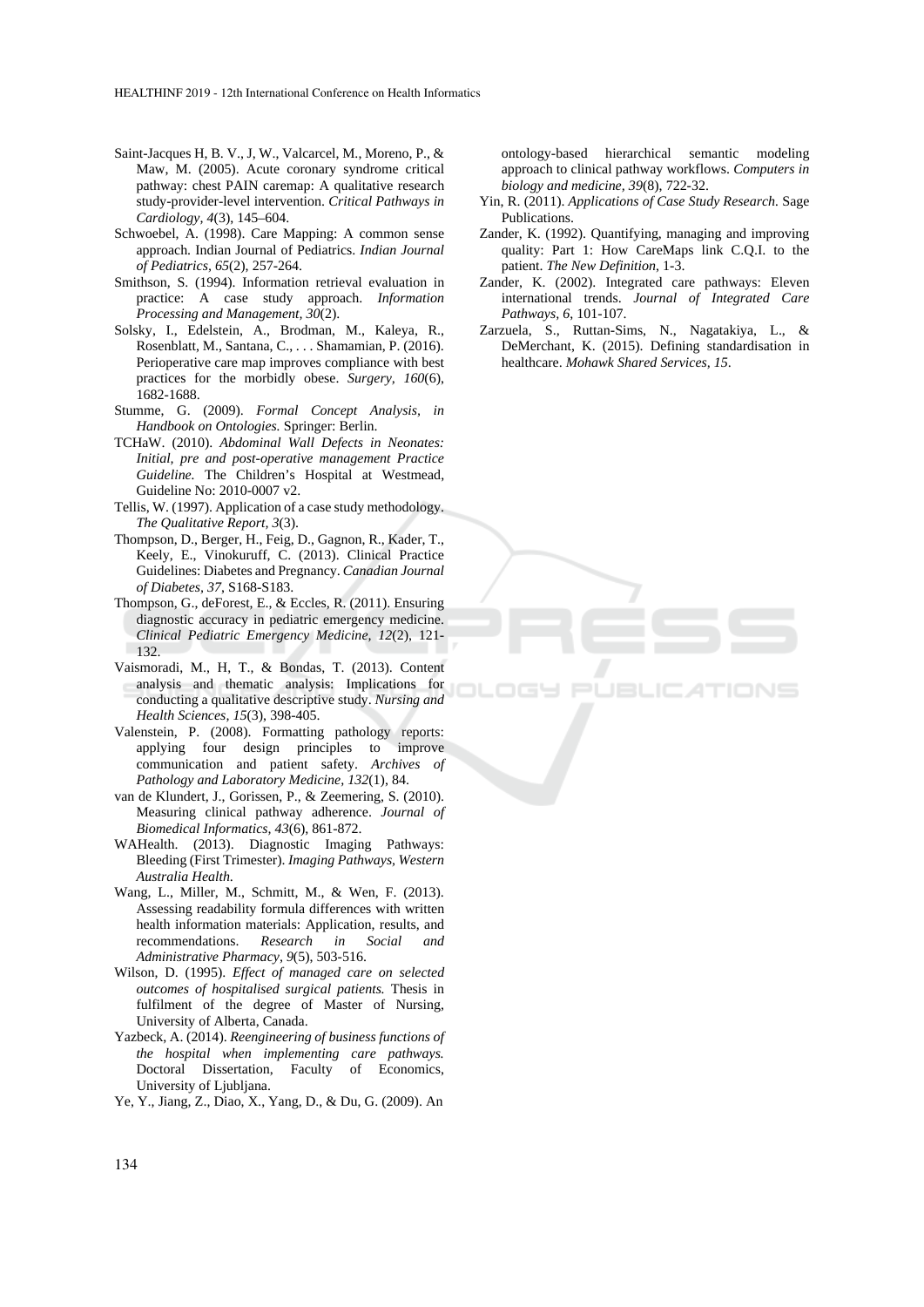Saint-Jacques H, B. V., J, W., Valcarcel, M., Moreno, P., & Maw, M. (2005). Acute coronary syndrome critical pathway: chest PAIN caremap: A qualitative research study-provider-level intervention. *Critical Pathways in Cardiology, 4*(3), 145–604.

Schwoebel, A. (1998). Care Mapping: A common sense approach. Indian Journal of Pediatrics. *Indian Journal of Pediatrics, 65*(2), 257-264.

Smithson, S. (1994). Information retrieval evaluation in practice: A case study approach. *Information Processing and Management, 30*(2).

Solsky, I., Edelstein, A., Brodman, M., Kaleya, R., Rosenblatt, M., Santana, C., . . . Shamamian, P. (2016). Perioperative care map improves compliance with best practices for the morbidly obese. *Surgery, 160*(6), 1682-1688.

Stumme, G. (2009). *Formal Concept Analysis, in Handbook on Ontologies.* Springer: Berlin.

TCHaW. (2010). *Abdominal Wall Defects in Neonates: Initial, pre and post-operative management Practice Guideline.* The Children's Hospital at Westmead, Guideline No: 2010-0007 v2.

Tellis, W. (1997). Application of a case study methodology. *The Qualitative Report, 3*(3).

Thompson, D., Berger, H., Feig, D., Gagnon, R., Kader, T., Keely, E., Vinokuruff, C. (2013). Clinical Practice Guidelines: Diabetes and Pregnancy. *Canadian Journal of Diabetes, 37*, S168-S183.

Thompson, G., deForest, E., & Eccles, R. (2011). Ensuring diagnostic accuracy in pediatric emergency medicine. *Clinical Pediatric Emergency Medicine, 12*(2), 121-132.

Vaismoradi, M., H, T., & Bondas, T. (2013). Content analysis and thematic analysis: Implications for conducting a qualitative descriptive study. *Nursing and Health Sciences, 15*(3), 398-405.

Valenstein, P. (2008). Formatting pathology reports: applying four design principles to improve communication and patient safety. *Archives of Pathology and Laboratory Medicine, 132*(1), 84.

van de Klundert, J., Gorissen, P., & Zeemering, S. (2010). Measuring clinical pathway adherence. *Journal of Biomedical Informatics, 43*(6), 861-872.

WAHealth. (2013). Diagnostic Imaging Pathways: Bleeding (First Trimester). *Imaging Pathways, Western Australia Health.*

Wang, L., Miller, M., Schmitt, M., & Wen, F. (2013). Assessing readability formula differences with written health information materials: Application, results, and recommendations. *Research in Social and Administrative Pharmacy, 9*(5), 503-516.

Wilson, D. (1995). *Effect of managed care on selected outcomes of hospitalised surgical patients.* Thesis in fulfilment of the degree of Master of Nursing, University of Alberta, Canada.

Yazbeck, A. (2014). *Reengineering of business functions of the hospital when implementing care pathways.* Doctoral Dissertation, Faculty of Economics, University of Ljubljana.

Ye, Y., Jiang, Z., Diao, X., Yang, D., & Du, G. (2009). An ontology-based hierarchical semantic modeling approach to clinical pathway workflows. *Computers in biology and medicine, 39*(8), 722-32.

Yin, R. (2011). *Applications of Case Study Research.* Sage Publications.

Zander, K. (1992). Quantifying, managing and improving quality: Part 1: How CareMaps link C.Q.I. to the patient. *The New Definition*, 1-3.

Zander, K. (2002). Integrated care pathways: Eleven international trends. *Journal of Integrated Care Pathways, 6*, 101-107.

Zarzuela, S., Ruttan-Sims, N., Nagatakiya, L., & DeMerchant, K. (2015). Defining standardisation in healthcare. *Mohawk Shared Services, 15*.